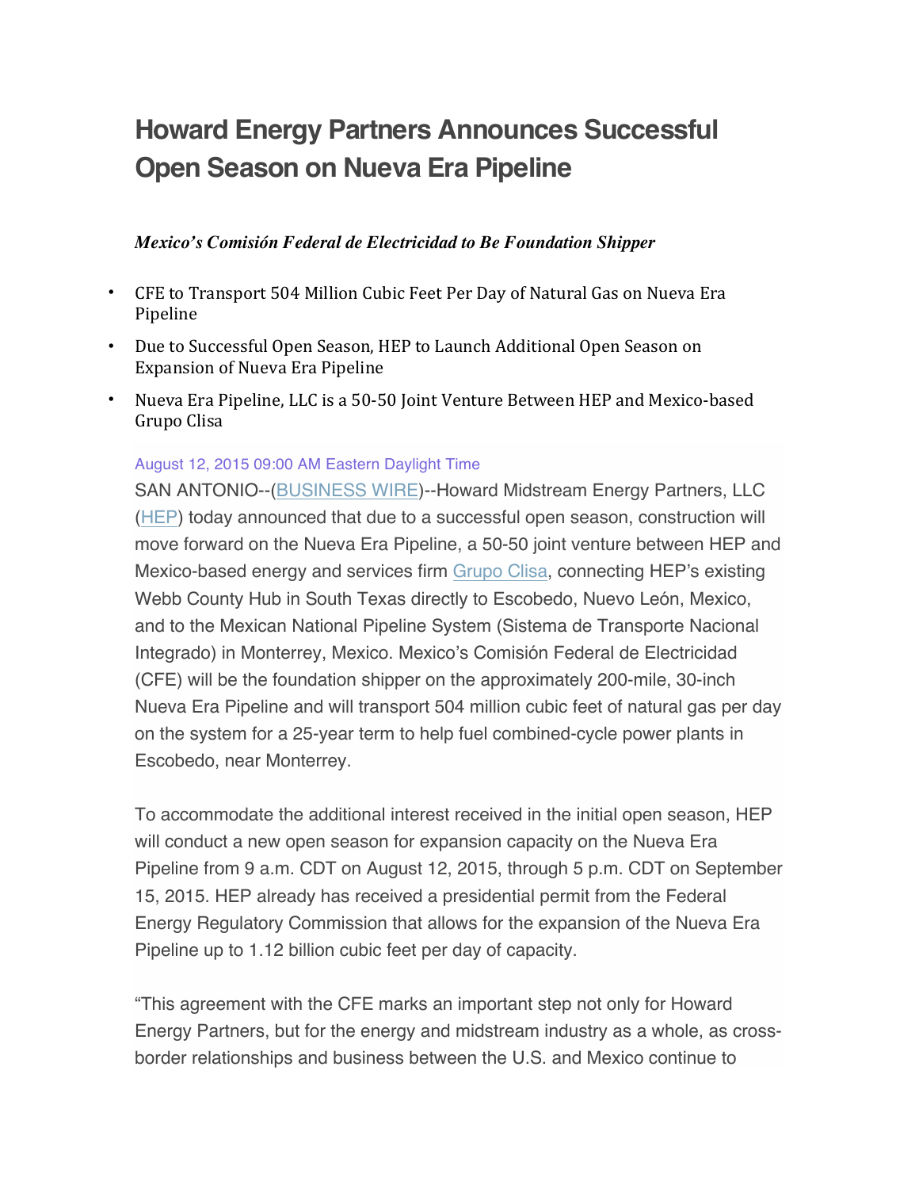# Howard Energy Partners Announces Successful Open Season on Nueva Era Pipeline

***Mexico's Comisión Federal de Electricidad to Be Foundation Shipper***

- CFE to Transport 504 Million Cubic Feet Per Day of Natural Gas on Nueva Era Pipeline
- Due to Successful Open Season, HEP to Launch Additional Open Season on Expansion of Nueva Era Pipeline
- Nueva Era Pipeline, LLC is a 50-50 Joint Venture Between HEP and Mexico-based Grupo Clisa

August 12, 2015 09:00 AM Eastern Daylight Time

SAN ANTONIO--(BUSINESS WIRE)--Howard Midstream Energy Partners, LLC (HEP) today announced that due to a successful open season, construction will move forward on the Nueva Era Pipeline, a 50-50 joint venture between HEP and Mexico-based energy and services firm Grupo Clisa, connecting HEP's existing Webb County Hub in South Texas directly to Escobedo, Nuevo León, Mexico, and to the Mexican National Pipeline System (Sistema de Transporte Nacional Integrado) in Monterrey, Mexico. Mexico's Comisión Federal de Electricidad (CFE) will be the foundation shipper on the approximately 200-mile, 30-inch Nueva Era Pipeline and will transport 504 million cubic feet of natural gas per day on the system for a 25-year term to help fuel combined-cycle power plants in Escobedo, near Monterrey.

To accommodate the additional interest received in the initial open season, HEP will conduct a new open season for expansion capacity on the Nueva Era Pipeline from 9 a.m. CDT on August 12, 2015, through 5 p.m. CDT on September 15, 2015. HEP already has received a presidential permit from the Federal Energy Regulatory Commission that allows for the expansion of the Nueva Era Pipeline up to 1.12 billion cubic feet per day of capacity.

"This agreement with the CFE marks an important step not only for Howard Energy Partners, but for the energy and midstream industry as a whole, as cross-border relationships and business between the U.S. and Mexico continue to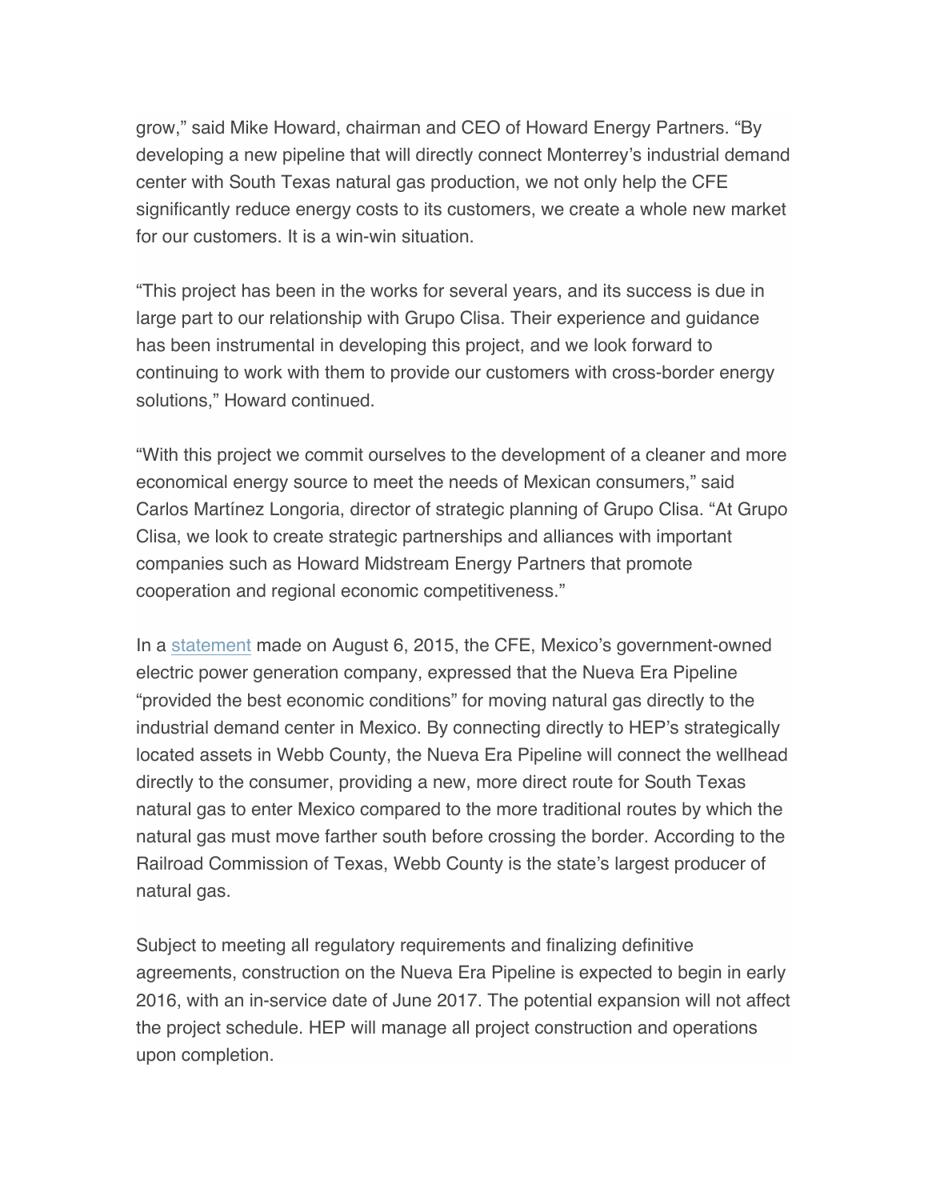grow," said Mike Howard, chairman and CEO of Howard Energy Partners. "By developing a new pipeline that will directly connect Monterrey's industrial demand center with South Texas natural gas production, we not only help the CFE significantly reduce energy costs to its customers, we create a whole new market for our customers. It is a win-win situation.

"This project has been in the works for several years, and its success is due in large part to our relationship with Grupo Clisa. Their experience and guidance has been instrumental in developing this project, and we look forward to continuing to work with them to provide our customers with cross-border energy solutions," Howard continued.

"With this project we commit ourselves to the development of a cleaner and more economical energy source to meet the needs of Mexican consumers," said Carlos Martínez Longoria, director of strategic planning of Grupo Clisa. "At Grupo Clisa, we look to create strategic partnerships and alliances with important companies such as Howard Midstream Energy Partners that promote cooperation and regional economic competitiveness."

In a statement made on August 6, 2015, the CFE, Mexico's government-owned electric power generation company, expressed that the Nueva Era Pipeline "provided the best economic conditions" for moving natural gas directly to the industrial demand center in Mexico. By connecting directly to HEP's strategically located assets in Webb County, the Nueva Era Pipeline will connect the wellhead directly to the consumer, providing a new, more direct route for South Texas natural gas to enter Mexico compared to the more traditional routes by which the natural gas must move farther south before crossing the border. According to the Railroad Commission of Texas, Webb County is the state's largest producer of natural gas.

Subject to meeting all regulatory requirements and finalizing definitive agreements, construction on the Nueva Era Pipeline is expected to begin in early 2016, with an in-service date of June 2017. The potential expansion will not affect the project schedule. HEP will manage all project construction and operations upon completion.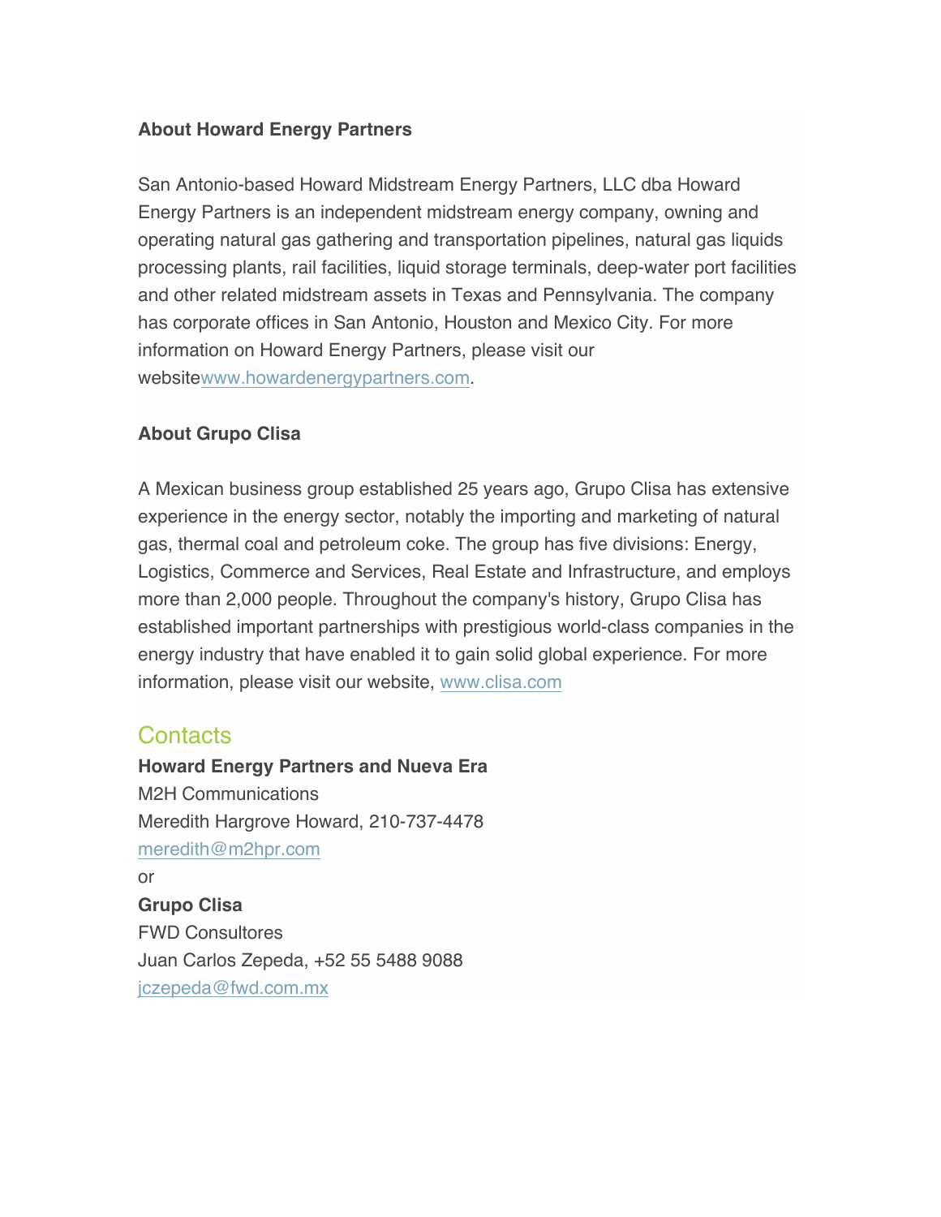**About Howard Energy Partners**

San Antonio-based Howard Midstream Energy Partners, LLC dba Howard Energy Partners is an independent midstream energy company, owning and operating natural gas gathering and transportation pipelines, natural gas liquids processing plants, rail facilities, liquid storage terminals, deep-water port facilities and other related midstream assets in Texas and Pennsylvania. The company has corporate offices in San Antonio, Houston and Mexico City. For more information on Howard Energy Partners, please visit our websitewww.howardenergypartners.com.

**About Grupo Clisa**

A Mexican business group established 25 years ago, Grupo Clisa has extensive experience in the energy sector, notably the importing and marketing of natural gas, thermal coal and petroleum coke. The group has five divisions: Energy, Logistics, Commerce and Services, Real Estate and Infrastructure, and employs more than 2,000 people. Throughout the company's history, Grupo Clisa has established important partnerships with prestigious world-class companies in the energy industry that have enabled it to gain solid global experience. For more information, please visit our website, www.clisa.com

## Contacts

**Howard Energy Partners and Nueva Era**
M2H Communications
Meredith Hargrove Howard, 210-737-4478
meredith@m2hpr.com
or
**Grupo Clisa**
FWD Consultores
Juan Carlos Zepeda, +52 55 5488 9088
jczepeda@fwd.com.mx